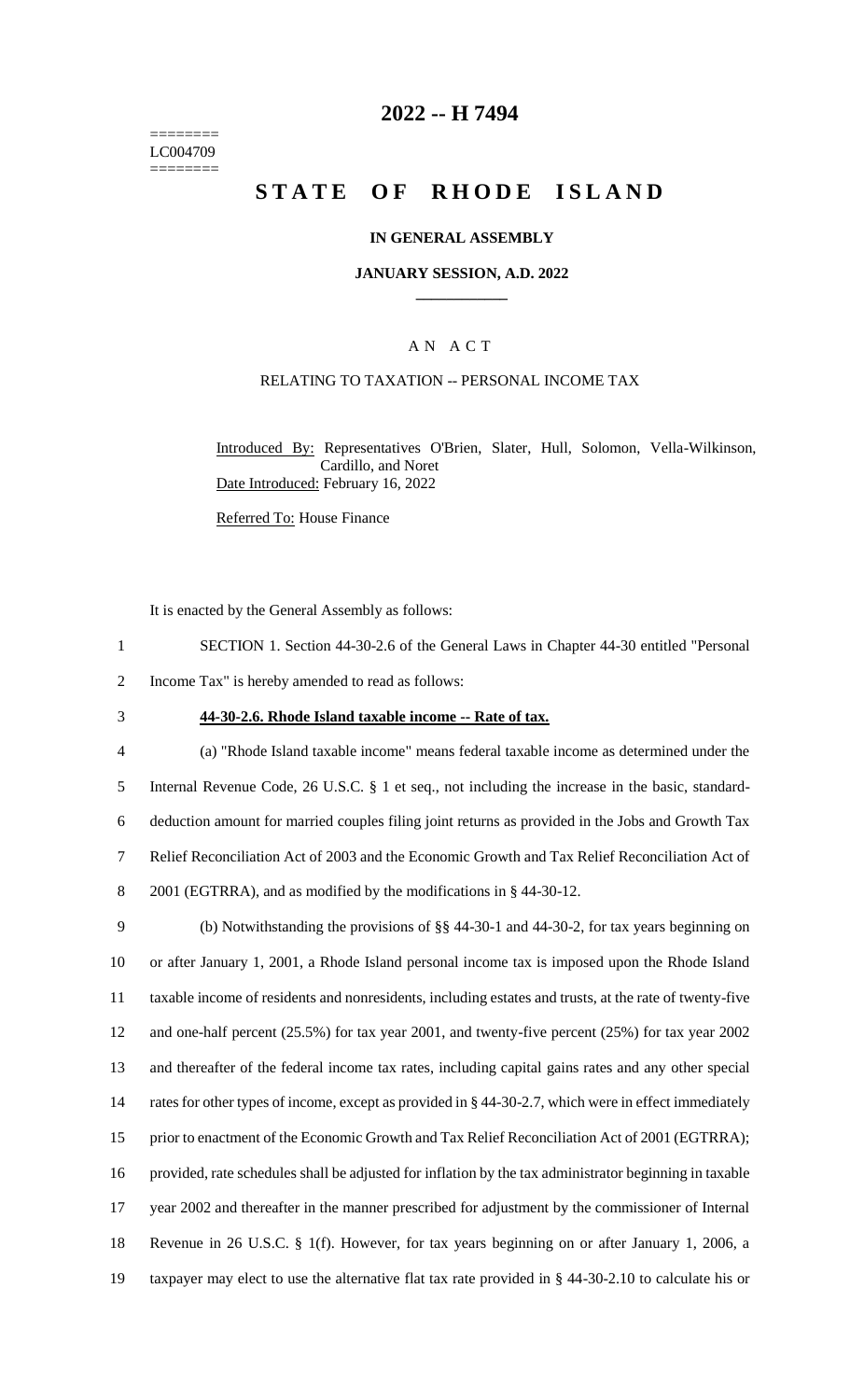========
LC004709
========

# 2022 -- H 7494

# STATE OF RHODE ISLAND

### IN GENERAL ASSEMBLY

### JANUARY SESSION, A.D. 2022

### A N A C T

### RELATING TO TAXATION -- PERSONAL INCOME TAX

Introduced By: Representatives O'Brien, Slater, Hull, Solomon, Vella-Wilkinson, Cardillo, and Noret

Date Introduced: February 16, 2022

Referred To: House Finance

It is enacted by the General Assembly as follows:

SECTION 1. Section 44-30-2.6 of the General Laws in Chapter 44-30 entitled "Personal Income Tax" is hereby amended to read as follows:

**44-30-2.6. Rhode Island taxable income -- Rate of tax.**

(a) "Rhode Island taxable income" means federal taxable income as determined under the Internal Revenue Code, 26 U.S.C. § 1 et seq., not including the increase in the basic, standard-deduction amount for married couples filing joint returns as provided in the Jobs and Growth Tax Relief Reconciliation Act of 2003 and the Economic Growth and Tax Relief Reconciliation Act of 2001 (EGTRRA), and as modified by the modifications in § 44-30-12.

(b) Notwithstanding the provisions of §§ 44-30-1 and 44-30-2, for tax years beginning on or after January 1, 2001, a Rhode Island personal income tax is imposed upon the Rhode Island taxable income of residents and nonresidents, including estates and trusts, at the rate of twenty-five and one-half percent (25.5%) for tax year 2001, and twenty-five percent (25%) for tax year 2002 and thereafter of the federal income tax rates, including capital gains rates and any other special rates for other types of income, except as provided in § 44-30-2.7, which were in effect immediately prior to enactment of the Economic Growth and Tax Relief Reconciliation Act of 2001 (EGTRRA); provided, rate schedules shall be adjusted for inflation by the tax administrator beginning in taxable year 2002 and thereafter in the manner prescribed for adjustment by the commissioner of Internal Revenue in 26 U.S.C. § 1(f). However, for tax years beginning on or after January 1, 2006, a taxpayer may elect to use the alternative flat tax rate provided in § 44-30-2.10 to calculate his or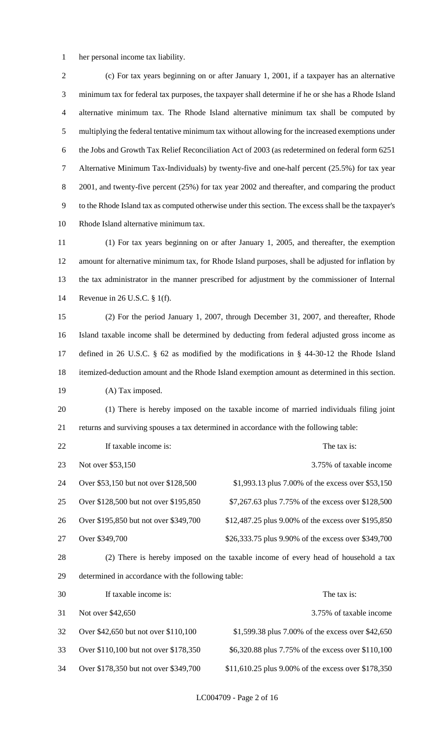her personal income tax liability.

(c) For tax years beginning on or after January 1, 2001, if a taxpayer has an alternative minimum tax for federal tax purposes, the taxpayer shall determine if he or she has a Rhode Island alternative minimum tax. The Rhode Island alternative minimum tax shall be computed by multiplying the federal tentative minimum tax without allowing for the increased exemptions under the Jobs and Growth Tax Relief Reconciliation Act of 2003 (as redetermined on federal form 6251 Alternative Minimum Tax-Individuals) by twenty-five and one-half percent (25.5%) for tax year 2001, and twenty-five percent (25%) for tax year 2002 and thereafter, and comparing the product to the Rhode Island tax as computed otherwise under this section. The excess shall be the taxpayer's Rhode Island alternative minimum tax.

(1) For tax years beginning on or after January 1, 2005, and thereafter, the exemption amount for alternative minimum tax, for Rhode Island purposes, shall be adjusted for inflation by the tax administrator in the manner prescribed for adjustment by the commissioner of Internal Revenue in 26 U.S.C. § 1(f).

(2) For the period January 1, 2007, through December 31, 2007, and thereafter, Rhode Island taxable income shall be determined by deducting from federal adjusted gross income as defined in 26 U.S.C. § 62 as modified by the modifications in § 44-30-12 the Rhode Island itemized-deduction amount and the Rhode Island exemption amount as determined in this section.

(A) Tax imposed.

(1) There is hereby imposed on the taxable income of married individuals filing joint returns and surviving spouses a tax determined in accordance with the following table:

| If taxable income is: | The tax is: |
|---|---|
| Not over $53,150 | 3.75% of taxable income |
| Over $53,150 but not over $128,500 | $1,993.13 plus 7.00% of the excess over $53,150 |
| Over $128,500 but not over $195,850 | $7,267.63 plus 7.75% of the excess over $128,500 |
| Over $195,850 but not over $349,700 | $12,487.25 plus 9.00% of the excess over $195,850 |
| Over $349,700 | $26,333.75 plus 9.90% of the excess over $349,700 |

(2) There is hereby imposed on the taxable income of every head of household a tax determined in accordance with the following table:

| If taxable income is: | The tax is: |
|---|---|
| Not over $42,650 | 3.75% of taxable income |
| Over $42,650 but not over $110,100 | $1,599.38 plus 7.00% of the excess over $42,650 |
| Over $110,100 but not over $178,350 | $6,320.88 plus 7.75% of the excess over $110,100 |
| Over $178,350 but not over $349,700 | $11,610.25 plus 9.00% of the excess over $178,350 |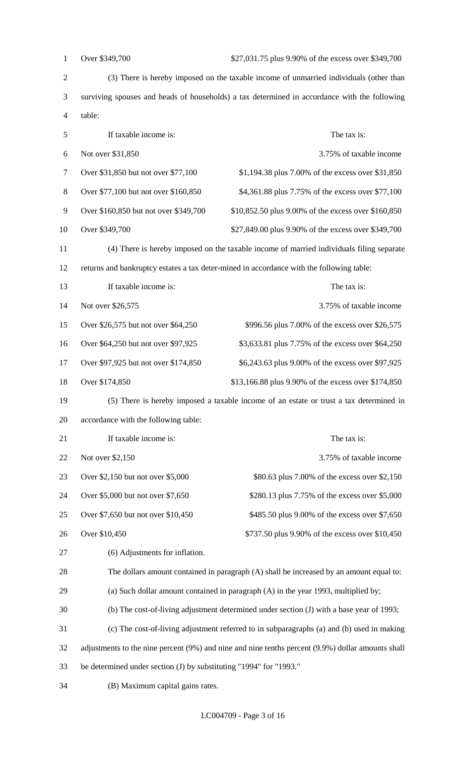| | |
|---|---|
| Over $349,700 | $27,031.75 plus 9.90% of the excess over $349,700 |

(3) There is hereby imposed on the taxable income of unmarried individuals (other than surviving spouses and heads of households) a tax determined in accordance with the following table:

| If taxable income is: | The tax is: |
|---|---|
| Not over $31,850 | 3.75% of taxable income |
| Over $31,850 but not over $77,100 | $1,194.38 plus 7.00% of the excess over $31,850 |
| Over $77,100 but not over $160,850 | $4,361.88 plus 7.75% of the excess over $77,100 |
| Over $160,850 but not over $349,700 | $10,852.50 plus 9.00% of the excess over $160,850 |
| Over $349,700 | $27,849.00 plus 9.90% of the excess over $349,700 |

(4) There is hereby imposed on the taxable income of married individuals filing separate returns and bankruptcy estates a tax deter-mined in accordance with the following table:

| If taxable income is: | The tax is: |
|---|---|
| Not over $26,575 | 3.75% of taxable income |
| Over $26,575 but not over $64,250 | $996.56 plus 7.00% of the excess over $26,575 |
| Over $64,250 but not over $97,925 | $3,633.81 plus 7.75% of the excess over $64,250 |
| Over $97,925 but not over $174,850 | $6,243.63 plus 9.00% of the excess over $97,925 |
| Over $174,850 | $13,166.88 plus 9.90% of the excess over $174,850 |

(5) There is hereby imposed a taxable income of an estate or trust a tax determined in accordance with the following table:

| If taxable income is: | The tax is: |
|---|---|
| Not over $2,150 | 3.75% of taxable income |
| Over $2,150 but not over $5,000 | $80.63 plus 7.00% of the excess over $2,150 |
| Over $5,000 but not over $7,650 | $280.13 plus 7.75% of the excess over $5,000 |
| Over $7,650 but not over $10,450 | $485.50 plus 9.00% of the excess over $7,650 |
| Over $10,450 | $737.50 plus 9.90% of the excess over $10,450 |

(6) Adjustments for inflation.

The dollars amount contained in paragraph (A) shall be increased by an amount equal to:

(a) Such dollar amount contained in paragraph (A) in the year 1993, multiplied by;

(b) The cost-of-living adjustment determined under section (J) with a base year of 1993;

(c) The cost-of-living adjustment referred to in subparagraphs (a) and (b) used in making adjustments to the nine percent (9%) and nine and nine tenths percent (9.9%) dollar amounts shall be determined under section (J) by substituting "1994" for "1993."

(B) Maximum capital gains rates.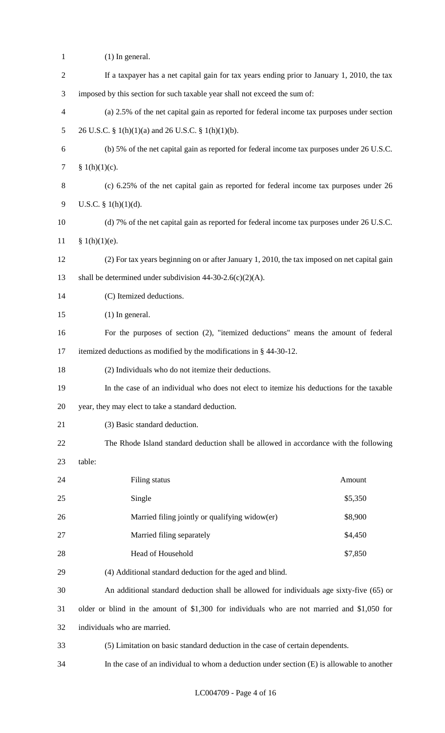(1) In general.

If a taxpayer has a net capital gain for tax years ending prior to January 1, 2010, the tax imposed by this section for such taxable year shall not exceed the sum of:

(a) 2.5% of the net capital gain as reported for federal income tax purposes under section 26 U.S.C. § 1(h)(1)(a) and 26 U.S.C. § 1(h)(1)(b).

(b) 5% of the net capital gain as reported for federal income tax purposes under 26 U.S.C. § 1(h)(1)(c).

(c) 6.25% of the net capital gain as reported for federal income tax purposes under 26 U.S.C. § 1(h)(1)(d).

(d) 7% of the net capital gain as reported for federal income tax purposes under 26 U.S.C. § 1(h)(1)(e).

(2) For tax years beginning on or after January 1, 2010, the tax imposed on net capital gain shall be determined under subdivision 44-30-2.6(c)(2)(A).

(C) Itemized deductions.

(1) In general.

For the purposes of section (2), "itemized deductions" means the amount of federal itemized deductions as modified by the modifications in § 44-30-12.

(2) Individuals who do not itemize their deductions.

In the case of an individual who does not elect to itemize his deductions for the taxable year, they may elect to take a standard deduction.

(3) Basic standard deduction.

The Rhode Island standard deduction shall be allowed in accordance with the following table:

| Filing status | Amount |
|---|---|
| Single | $5,350 |
| Married filing jointly or qualifying widow(er) | $8,900 |
| Married filing separately | $4,450 |
| Head of Household | $7,850 |

(4) Additional standard deduction for the aged and blind.

An additional standard deduction shall be allowed for individuals age sixty-five (65) or older or blind in the amount of $1,300 for individuals who are not married and $1,050 for individuals who are married.

(5) Limitation on basic standard deduction in the case of certain dependents.

In the case of an individual to whom a deduction under section (E) is allowable to another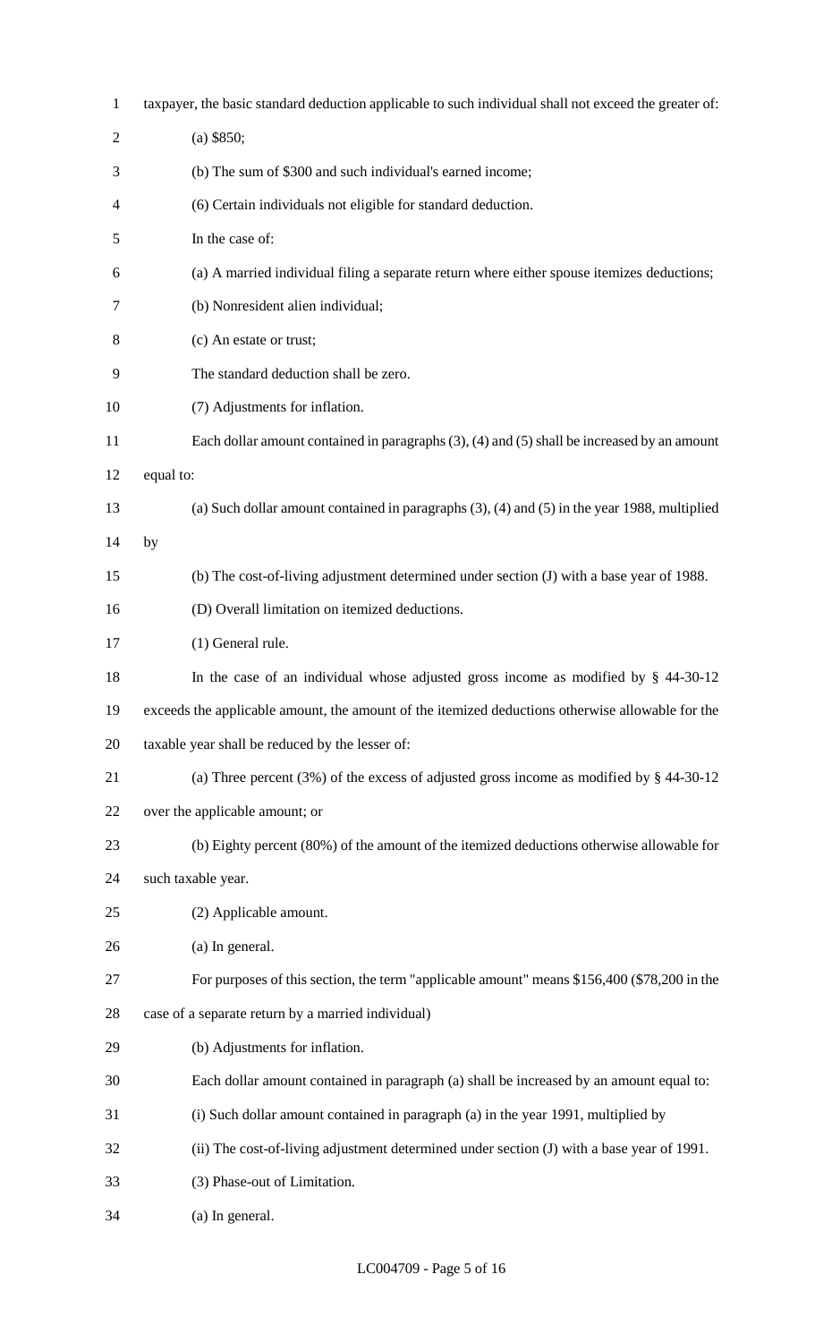taxpayer, the basic standard deduction applicable to such individual shall not exceed the greater of:

(a) $850;

(b) The sum of $300 and such individual's earned income;

(6) Certain individuals not eligible for standard deduction.

In the case of:

(a) A married individual filing a separate return where either spouse itemizes deductions;

(b) Nonresident alien individual;

(c) An estate or trust;

The standard deduction shall be zero.

(7) Adjustments for inflation.

Each dollar amount contained in paragraphs (3), (4) and (5) shall be increased by an amount equal to:

(a) Such dollar amount contained in paragraphs (3), (4) and (5) in the year 1988, multiplied by

(b) The cost-of-living adjustment determined under section (J) with a base year of 1988.

(D) Overall limitation on itemized deductions.

(1) General rule.

In the case of an individual whose adjusted gross income as modified by § 44-30-12 exceeds the applicable amount, the amount of the itemized deductions otherwise allowable for the taxable year shall be reduced by the lesser of:

(a) Three percent (3%) of the excess of adjusted gross income as modified by § 44-30-12 over the applicable amount; or

(b) Eighty percent (80%) of the amount of the itemized deductions otherwise allowable for such taxable year.

(2) Applicable amount.

(a) In general.

For purposes of this section, the term "applicable amount" means $156,400 ($78,200 in the case of a separate return by a married individual)

(b) Adjustments for inflation.

Each dollar amount contained in paragraph (a) shall be increased by an amount equal to:

(i) Such dollar amount contained in paragraph (a) in the year 1991, multiplied by

(ii) The cost-of-living adjustment determined under section (J) with a base year of 1991.

(3) Phase-out of Limitation.

(a) In general.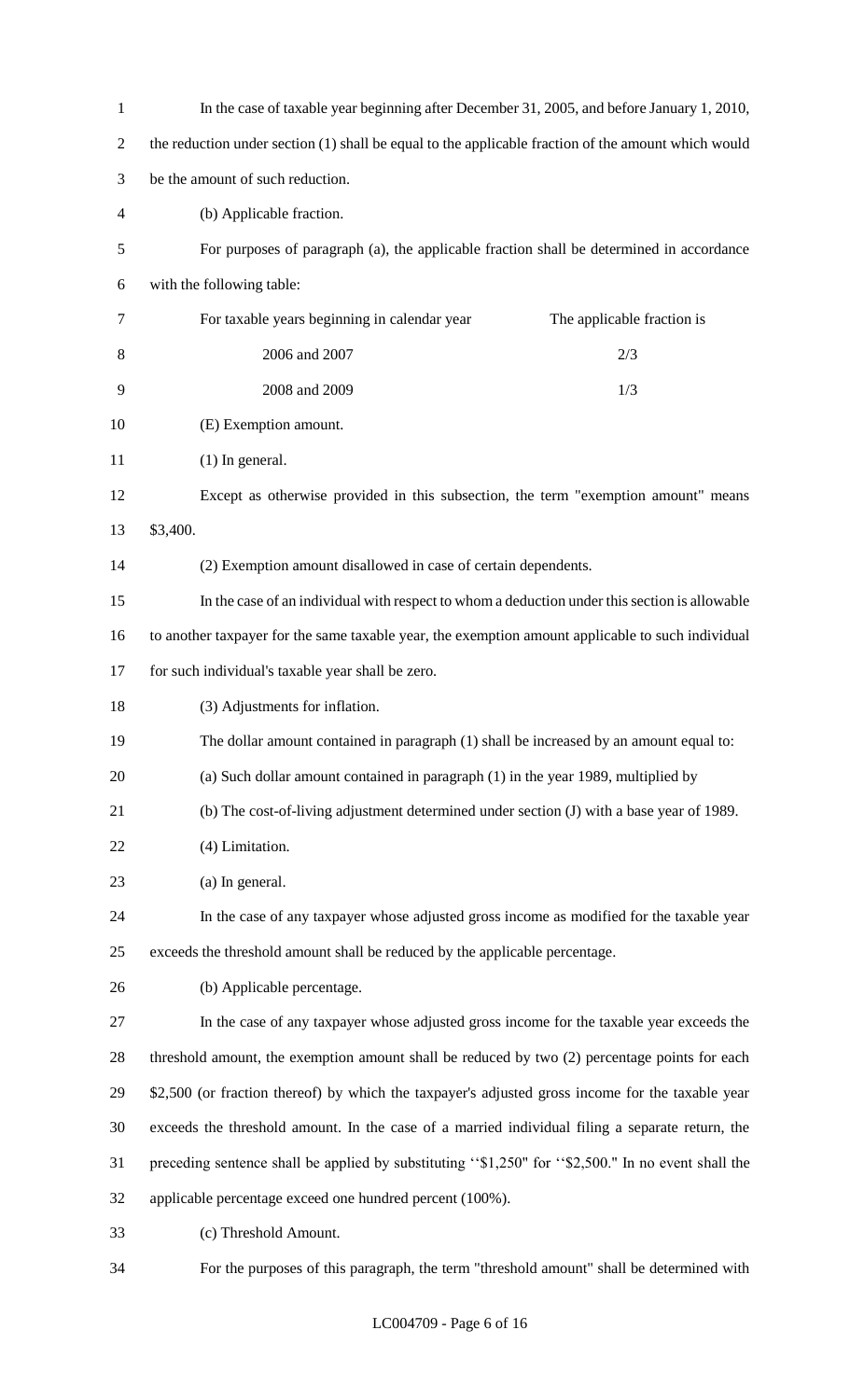In the case of taxable year beginning after December 31, 2005, and before January 1, 2010, the reduction under section (1) shall be equal to the applicable fraction of the amount which would be the amount of such reduction.

(b) Applicable fraction.

For purposes of paragraph (a), the applicable fraction shall be determined in accordance with the following table:

| For taxable years beginning in calendar year | The applicable fraction is |
| --- | --- |
| 2006 and 2007 | 2/3 |
| 2008 and 2009 | 1/3 |

(E) Exemption amount.

(1) In general.

Except as otherwise provided in this subsection, the term "exemption amount" means $3,400.

(2) Exemption amount disallowed in case of certain dependents.

In the case of an individual with respect to whom a deduction under this section is allowable to another taxpayer for the same taxable year, the exemption amount applicable to such individual for such individual's taxable year shall be zero.

(3) Adjustments for inflation.

The dollar amount contained in paragraph (1) shall be increased by an amount equal to:

(a) Such dollar amount contained in paragraph (1) in the year 1989, multiplied by

(b) The cost-of-living adjustment determined under section (J) with a base year of 1989.

(4) Limitation.

(a) In general.

In the case of any taxpayer whose adjusted gross income as modified for the taxable year exceeds the threshold amount shall be reduced by the applicable percentage.

(b) Applicable percentage.

In the case of any taxpayer whose adjusted gross income for the taxable year exceeds the threshold amount, the exemption amount shall be reduced by two (2) percentage points for each $2,500 (or fraction thereof) by which the taxpayer's adjusted gross income for the taxable year exceeds the threshold amount. In the case of a married individual filing a separate return, the preceding sentence shall be applied by substituting ''$1,250" for ''$2,500." In no event shall the applicable percentage exceed one hundred percent (100%).

(c) Threshold Amount.

For the purposes of this paragraph, the term "threshold amount" shall be determined with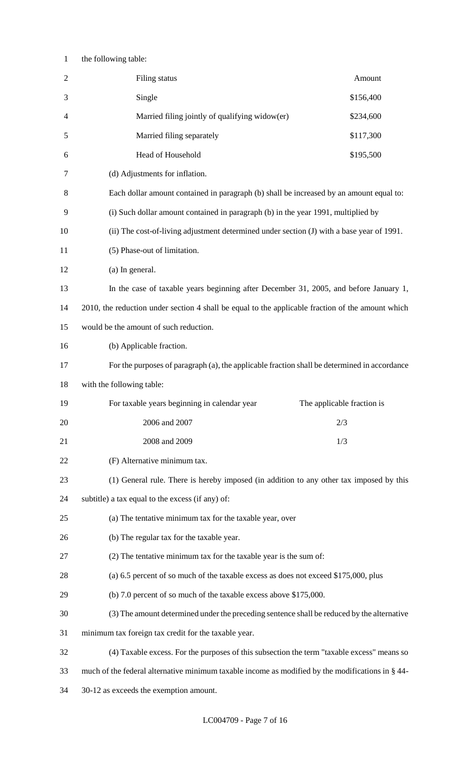the following table:

| Filing status | Amount |
|---|---|
| Single | \$156,400 |
| Married filing jointly of qualifying widow(er) | \$234,600 |
| Married filing separately | \$117,300 |
| Head of Household | \$195,500 |

(d) Adjustments for inflation.

Each dollar amount contained in paragraph (b) shall be increased by an amount equal to:

(i) Such dollar amount contained in paragraph (b) in the year 1991, multiplied by

(ii) The cost-of-living adjustment determined under section (J) with a base year of 1991.

(5) Phase-out of limitation.

(a) In general.

In the case of taxable years beginning after December 31, 2005, and before January 1, 2010, the reduction under section 4 shall be equal to the applicable fraction of the amount which would be the amount of such reduction.

(b) Applicable fraction.

For the purposes of paragraph (a), the applicable fraction shall be determined in accordance with the following table:

| For taxable years beginning in calendar year | The applicable fraction is |
|---|---|
| 2006 and 2007 | 2/3 |
| 2008 and 2009 | 1/3 |

(F) Alternative minimum tax.

(1) General rule. There is hereby imposed (in addition to any other tax imposed by this subtitle) a tax equal to the excess (if any) of:

(a) The tentative minimum tax for the taxable year, over

(b) The regular tax for the taxable year.

(2) The tentative minimum tax for the taxable year is the sum of:

(a) 6.5 percent of so much of the taxable excess as does not exceed \$175,000, plus

(b) 7.0 percent of so much of the taxable excess above \$175,000.

(3) The amount determined under the preceding sentence shall be reduced by the alternative minimum tax foreign tax credit for the taxable year.

(4) Taxable excess. For the purposes of this subsection the term "taxable excess" means so much of the federal alternative minimum taxable income as modified by the modifications in § 44-30-12 as exceeds the exemption amount.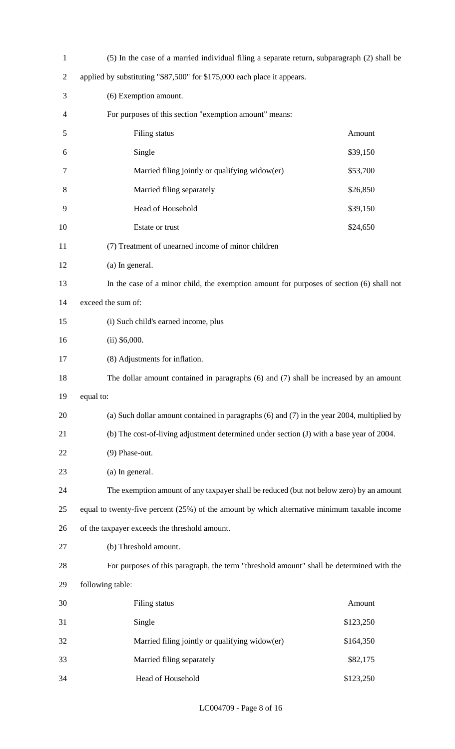(5) In the case of a married individual filing a separate return, subparagraph (2) shall be applied by substituting "$87,500" for $175,000 each place it appears.

(6) Exemption amount.

For purposes of this section "exemption amount" means:

| Filing status | Amount |
|---|---|
| Single | $39,150 |
| Married filing jointly or qualifying widow(er) | $53,700 |
| Married filing separately | $26,850 |
| Head of Household | $39,150 |
| Estate or trust | $24,650 |

(7) Treatment of unearned income of minor children

(a) In general.

In the case of a minor child, the exemption amount for purposes of section (6) shall not exceed the sum of:

(i) Such child's earned income, plus

(ii) $6,000.

(8) Adjustments for inflation.

The dollar amount contained in paragraphs (6) and (7) shall be increased by an amount equal to:

(a) Such dollar amount contained in paragraphs (6) and (7) in the year 2004, multiplied by

(b) The cost-of-living adjustment determined under section (J) with a base year of 2004.

(9) Phase-out.

(a) In general.

The exemption amount of any taxpayer shall be reduced (but not below zero) by an amount equal to twenty-five percent (25%) of the amount by which alternative minimum taxable income of the taxpayer exceeds the threshold amount.

(b) Threshold amount.

For purposes of this paragraph, the term "threshold amount" shall be determined with the following table:

| Filing status | Amount |
|---|---|
| Single | $123,250 |
| Married filing jointly or qualifying widow(er) | $164,350 |
| Married filing separately | $82,175 |
| Head of Household | $123,250 |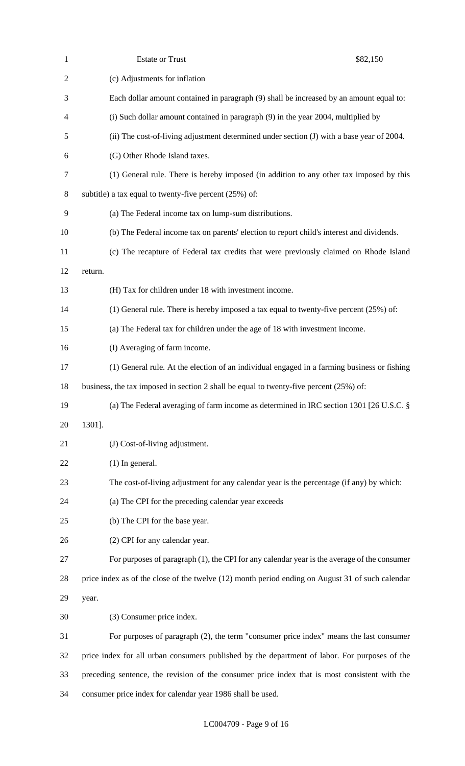Estate or Trust $82,150

(c) Adjustments for inflation

Each dollar amount contained in paragraph (9) shall be increased by an amount equal to:

(i) Such dollar amount contained in paragraph (9) in the year 2004, multiplied by

(ii) The cost-of-living adjustment determined under section (J) with a base year of 2004.

(G) Other Rhode Island taxes.

(1) General rule. There is hereby imposed (in addition to any other tax imposed by this subtitle) a tax equal to twenty-five percent (25%) of:

(a) The Federal income tax on lump-sum distributions.

(b) The Federal income tax on parents' election to report child's interest and dividends.

(c) The recapture of Federal tax credits that were previously claimed on Rhode Island return.

(H) Tax for children under 18 with investment income.

(1) General rule. There is hereby imposed a tax equal to twenty-five percent (25%) of:

(a) The Federal tax for children under the age of 18 with investment income.

(I) Averaging of farm income.

(1) General rule. At the election of an individual engaged in a farming business or fishing business, the tax imposed in section 2 shall be equal to twenty-five percent (25%) of:

(a) The Federal averaging of farm income as determined in IRC section 1301 [26 U.S.C. § 1301].

(J) Cost-of-living adjustment.

(1) In general.

The cost-of-living adjustment for any calendar year is the percentage (if any) by which:

(a) The CPI for the preceding calendar year exceeds

(b) The CPI for the base year.

(2) CPI for any calendar year.

For purposes of paragraph (1), the CPI for any calendar year is the average of the consumer price index as of the close of the twelve (12) month period ending on August 31 of such calendar year.

(3) Consumer price index.

For purposes of paragraph (2), the term "consumer price index" means the last consumer price index for all urban consumers published by the department of labor. For purposes of the preceding sentence, the revision of the consumer price index that is most consistent with the consumer price index for calendar year 1986 shall be used.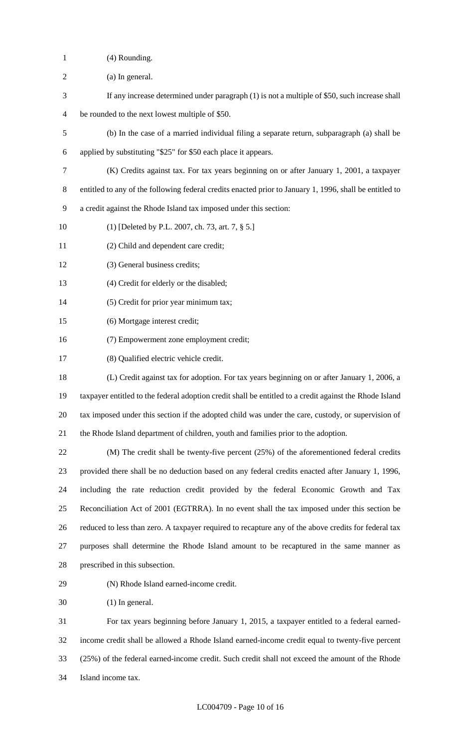(4) Rounding.

(a) In general.

If any increase determined under paragraph (1) is not a multiple of $50, such increase shall be rounded to the next lowest multiple of $50.

(b) In the case of a married individual filing a separate return, subparagraph (a) shall be applied by substituting "$25" for $50 each place it appears.

(K) Credits against tax. For tax years beginning on or after January 1, 2001, a taxpayer entitled to any of the following federal credits enacted prior to January 1, 1996, shall be entitled to a credit against the Rhode Island tax imposed under this section:

(1) [Deleted by P.L. 2007, ch. 73, art. 7, § 5.]

(2) Child and dependent care credit;

(3) General business credits;

(4) Credit for elderly or the disabled;

(5) Credit for prior year minimum tax;

(6) Mortgage interest credit;

(7) Empowerment zone employment credit;

(8) Qualified electric vehicle credit.

(L) Credit against tax for adoption. For tax years beginning on or after January 1, 2006, a taxpayer entitled to the federal adoption credit shall be entitled to a credit against the Rhode Island tax imposed under this section if the adopted child was under the care, custody, or supervision of the Rhode Island department of children, youth and families prior to the adoption.

(M) The credit shall be twenty-five percent (25%) of the aforementioned federal credits provided there shall be no deduction based on any federal credits enacted after January 1, 1996, including the rate reduction credit provided by the federal Economic Growth and Tax Reconciliation Act of 2001 (EGTRRA). In no event shall the tax imposed under this section be reduced to less than zero. A taxpayer required to recapture any of the above credits for federal tax purposes shall determine the Rhode Island amount to be recaptured in the same manner as prescribed in this subsection.

(N) Rhode Island earned-income credit.

(1) In general.

For tax years beginning before January 1, 2015, a taxpayer entitled to a federal earned-income credit shall be allowed a Rhode Island earned-income credit equal to twenty-five percent (25%) of the federal earned-income credit. Such credit shall not exceed the amount of the Rhode Island income tax.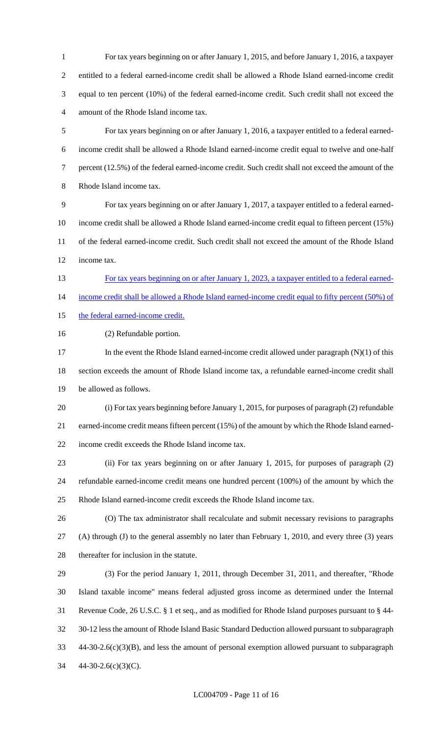For tax years beginning on or after January 1, 2015, and before January 1, 2016, a taxpayer entitled to a federal earned-income credit shall be allowed a Rhode Island earned-income credit equal to ten percent (10%) of the federal earned-income credit. Such credit shall not exceed the amount of the Rhode Island income tax.

For tax years beginning on or after January 1, 2016, a taxpayer entitled to a federal earned-income credit shall be allowed a Rhode Island earned-income credit equal to twelve and one-half percent (12.5%) of the federal earned-income credit. Such credit shall not exceed the amount of the Rhode Island income tax.

For tax years beginning on or after January 1, 2017, a taxpayer entitled to a federal earned-income credit shall be allowed a Rhode Island earned-income credit equal to fifteen percent (15%) of the federal earned-income credit. Such credit shall not exceed the amount of the Rhode Island income tax.

For tax years beginning on or after January 1, 2023, a taxpayer entitled to a federal earned-income credit shall be allowed a Rhode Island earned-income credit equal to fifty percent (50%) of the federal earned-income credit.

(2) Refundable portion.

In the event the Rhode Island earned-income credit allowed under paragraph (N)(1) of this section exceeds the amount of Rhode Island income tax, a refundable earned-income credit shall be allowed as follows.

(i) For tax years beginning before January 1, 2015, for purposes of paragraph (2) refundable earned-income credit means fifteen percent (15%) of the amount by which the Rhode Island earned-income credit exceeds the Rhode Island income tax.

(ii) For tax years beginning on or after January 1, 2015, for purposes of paragraph (2) refundable earned-income credit means one hundred percent (100%) of the amount by which the Rhode Island earned-income credit exceeds the Rhode Island income tax.

(O) The tax administrator shall recalculate and submit necessary revisions to paragraphs (A) through (J) to the general assembly no later than February 1, 2010, and every three (3) years thereafter for inclusion in the statute.

(3) For the period January 1, 2011, through December 31, 2011, and thereafter, "Rhode Island taxable income" means federal adjusted gross income as determined under the Internal Revenue Code, 26 U.S.C. § 1 et seq., and as modified for Rhode Island purposes pursuant to § 44-30-12 less the amount of Rhode Island Basic Standard Deduction allowed pursuant to subparagraph 44-30-2.6(c)(3)(B), and less the amount of personal exemption allowed pursuant to subparagraph 44-30-2.6(c)(3)(C).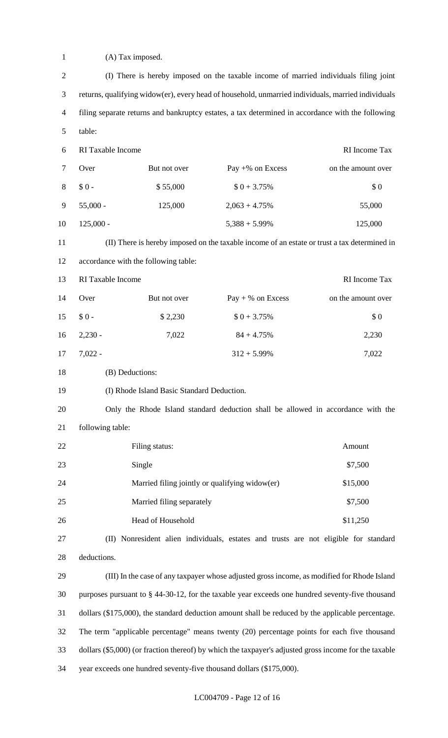(A) Tax imposed.

(I) There is hereby imposed on the taxable income of married individuals filing joint returns, qualifying widow(er), every head of household, unmarried individuals, married individuals filing separate returns and bankruptcy estates, a tax determined in accordance with the following table:

| RI Taxable Income | | | RI Income Tax |
|---|---|---|---|
| Over | But not over | Pay +% on Excess | on the amount over |
| $ 0 - | $ 55,000 | $ 0 + 3.75% | $ 0 |
| 55,000 - | 125,000 | 2,063 + 4.75% | 55,000 |
| 125,000 - | | 5,388 + 5.99% | 125,000 |

(II) There is hereby imposed on the taxable income of an estate or trust a tax determined in accordance with the following table:

| RI Taxable Income | | | RI Income Tax |
|---|---|---|---|
| Over | But not over | Pay + % on Excess | on the amount over |
| $ 0 - | $ 2,230 | $ 0 + 3.75% | $ 0 |
| 2,230 - | 7,022 | 84 + 4.75% | 2,230 |
| 7,022 - | | 312 + 5.99% | 7,022 |

(B) Deductions:

(I) Rhode Island Basic Standard Deduction.

Only the Rhode Island standard deduction shall be allowed in accordance with the following table:

| Filing status: | Amount |
|---|---|
| Single | $7,500 |
| Married filing jointly or qualifying widow(er) | $15,000 |
| Married filing separately | $7,500 |
| Head of Household | $11,250 |

(II) Nonresident alien individuals, estates and trusts are not eligible for standard deductions.

(III) In the case of any taxpayer whose adjusted gross income, as modified for Rhode Island purposes pursuant to § 44-30-12, for the taxable year exceeds one hundred seventy-five thousand dollars ($175,000), the standard deduction amount shall be reduced by the applicable percentage. The term "applicable percentage" means twenty (20) percentage points for each five thousand dollars ($5,000) (or fraction thereof) by which the taxpayer's adjusted gross income for the taxable year exceeds one hundred seventy-five thousand dollars ($175,000).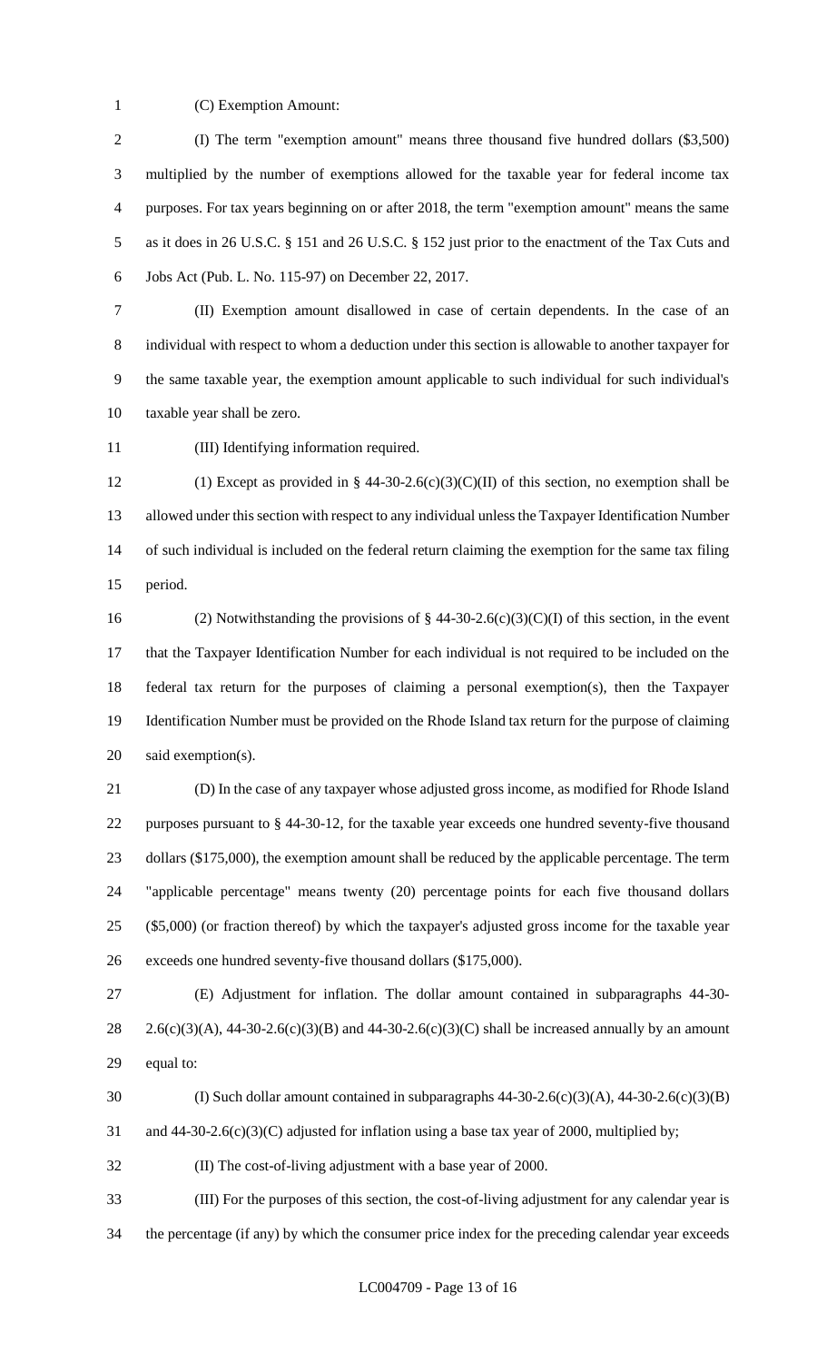(C) Exemption Amount:

(I) The term "exemption amount" means three thousand five hundred dollars ($3,500) multiplied by the number of exemptions allowed for the taxable year for federal income tax purposes. For tax years beginning on or after 2018, the term "exemption amount" means the same as it does in 26 U.S.C. § 151 and 26 U.S.C. § 152 just prior to the enactment of the Tax Cuts and Jobs Act (Pub. L. No. 115-97) on December 22, 2017.

(II) Exemption amount disallowed in case of certain dependents. In the case of an individual with respect to whom a deduction under this section is allowable to another taxpayer for the same taxable year, the exemption amount applicable to such individual for such individual's taxable year shall be zero.

(III) Identifying information required.

(1) Except as provided in § 44-30-2.6(c)(3)(C)(II) of this section, no exemption shall be allowed under this section with respect to any individual unless the Taxpayer Identification Number of such individual is included on the federal return claiming the exemption for the same tax filing period.

(2) Notwithstanding the provisions of § 44-30-2.6(c)(3)(C)(I) of this section, in the event that the Taxpayer Identification Number for each individual is not required to be included on the federal tax return for the purposes of claiming a personal exemption(s), then the Taxpayer Identification Number must be provided on the Rhode Island tax return for the purpose of claiming said exemption(s).

(D) In the case of any taxpayer whose adjusted gross income, as modified for Rhode Island purposes pursuant to § 44-30-12, for the taxable year exceeds one hundred seventy-five thousand dollars ($175,000), the exemption amount shall be reduced by the applicable percentage. The term "applicable percentage" means twenty (20) percentage points for each five thousand dollars ($5,000) (or fraction thereof) by which the taxpayer's adjusted gross income for the taxable year exceeds one hundred seventy-five thousand dollars ($175,000).

(E) Adjustment for inflation. The dollar amount contained in subparagraphs 44-30-2.6(c)(3)(A), 44-30-2.6(c)(3)(B) and 44-30-2.6(c)(3)(C) shall be increased annually by an amount equal to:

(I) Such dollar amount contained in subparagraphs 44-30-2.6(c)(3)(A), 44-30-2.6(c)(3)(B) and 44-30-2.6(c)(3)(C) adjusted for inflation using a base tax year of 2000, multiplied by;

(II) The cost-of-living adjustment with a base year of 2000.

(III) For the purposes of this section, the cost-of-living adjustment for any calendar year is the percentage (if any) by which the consumer price index for the preceding calendar year exceeds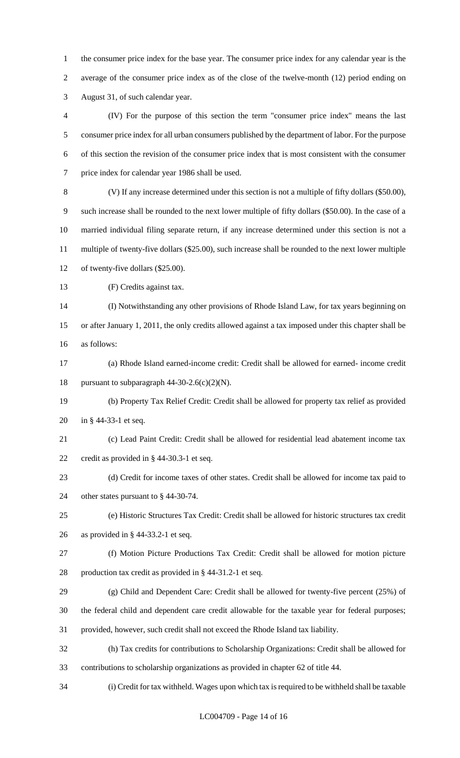the consumer price index for the base year. The consumer price index for any calendar year is the average of the consumer price index as of the close of the twelve-month (12) period ending on August 31, of such calendar year.

(IV) For the purpose of this section the term "consumer price index" means the last consumer price index for all urban consumers published by the department of labor. For the purpose of this section the revision of the consumer price index that is most consistent with the consumer price index for calendar year 1986 shall be used.

(V) If any increase determined under this section is not a multiple of fifty dollars ($50.00), such increase shall be rounded to the next lower multiple of fifty dollars ($50.00). In the case of a married individual filing separate return, if any increase determined under this section is not a multiple of twenty-five dollars ($25.00), such increase shall be rounded to the next lower multiple of twenty-five dollars ($25.00).

(F) Credits against tax.

(I) Notwithstanding any other provisions of Rhode Island Law, for tax years beginning on or after January 1, 2011, the only credits allowed against a tax imposed under this chapter shall be as follows:

(a) Rhode Island earned-income credit: Credit shall be allowed for earned- income credit pursuant to subparagraph 44-30-2.6(c)(2)(N).

(b) Property Tax Relief Credit: Credit shall be allowed for property tax relief as provided in § 44-33-1 et seq.

(c) Lead Paint Credit: Credit shall be allowed for residential lead abatement income tax credit as provided in § 44-30.3-1 et seq.

(d) Credit for income taxes of other states. Credit shall be allowed for income tax paid to other states pursuant to § 44-30-74.

(e) Historic Structures Tax Credit: Credit shall be allowed for historic structures tax credit as provided in § 44-33.2-1 et seq.

(f) Motion Picture Productions Tax Credit: Credit shall be allowed for motion picture production tax credit as provided in § 44-31.2-1 et seq.

(g) Child and Dependent Care: Credit shall be allowed for twenty-five percent (25%) of the federal child and dependent care credit allowable for the taxable year for federal purposes; provided, however, such credit shall not exceed the Rhode Island tax liability.

(h) Tax credits for contributions to Scholarship Organizations: Credit shall be allowed for contributions to scholarship organizations as provided in chapter 62 of title 44.

(i) Credit for tax withheld. Wages upon which tax is required to be withheld shall be taxable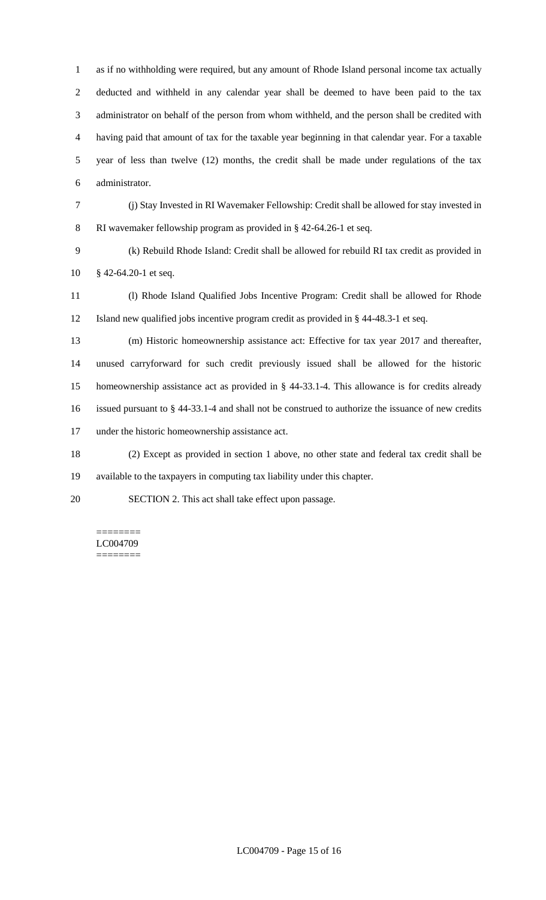as if no withholding were required, but any amount of Rhode Island personal income tax actually deducted and withheld in any calendar year shall be deemed to have been paid to the tax administrator on behalf of the person from whom withheld, and the person shall be credited with having paid that amount of tax for the taxable year beginning in that calendar year. For a taxable year of less than twelve (12) months, the credit shall be made under regulations of the tax administrator.

(j) Stay Invested in RI Wavemaker Fellowship: Credit shall be allowed for stay invested in RI wavemaker fellowship program as provided in § 42-64.26-1 et seq.

(k) Rebuild Rhode Island: Credit shall be allowed for rebuild RI tax credit as provided in § 42-64.20-1 et seq.

(l) Rhode Island Qualified Jobs Incentive Program: Credit shall be allowed for Rhode Island new qualified jobs incentive program credit as provided in § 44-48.3-1 et seq.

(m) Historic homeownership assistance act: Effective for tax year 2017 and thereafter, unused carryforward for such credit previously issued shall be allowed for the historic homeownership assistance act as provided in § 44-33.1-4. This allowance is for credits already issued pursuant to § 44-33.1-4 and shall not be construed to authorize the issuance of new credits under the historic homeownership assistance act.

(2) Except as provided in section 1 above, no other state and federal tax credit shall be available to the taxpayers in computing tax liability under this chapter.

SECTION 2. This act shall take effect upon passage.

========
LC004709
========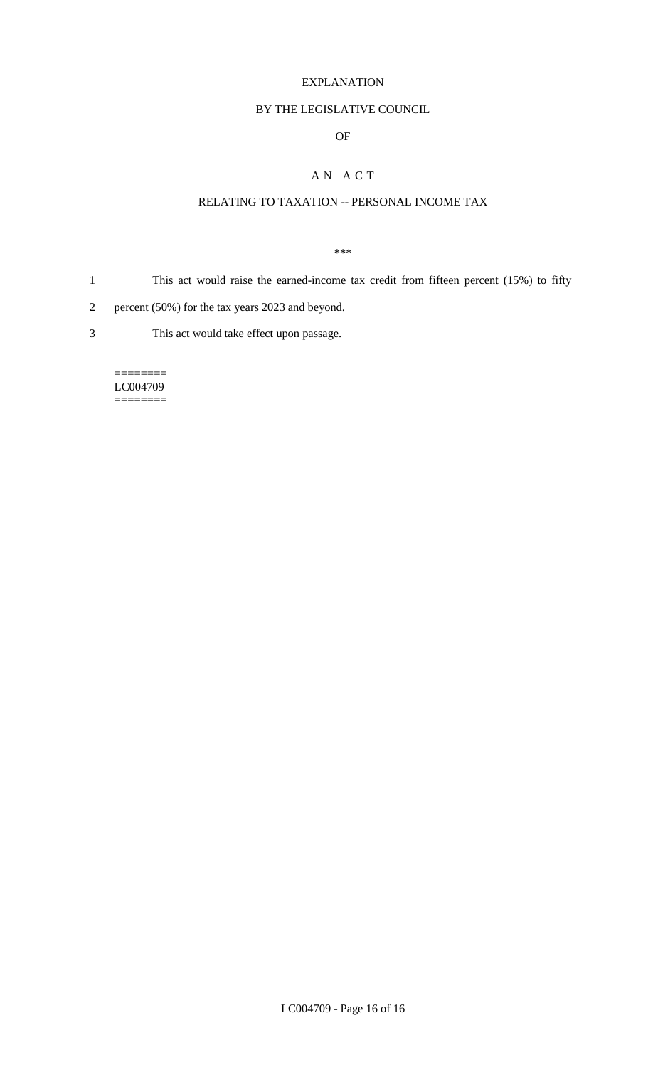EXPLANATION

BY THE LEGISLATIVE COUNCIL

OF

A N A C T

RELATING TO TAXATION -- PERSONAL INCOME TAX

\*\*\*

1 This act would raise the earned-income tax credit from fifteen percent (15%) to fifty
2 percent (50%) for the tax years 2023 and beyond.
3 This act would take effect upon passage.

========
LC004709
========